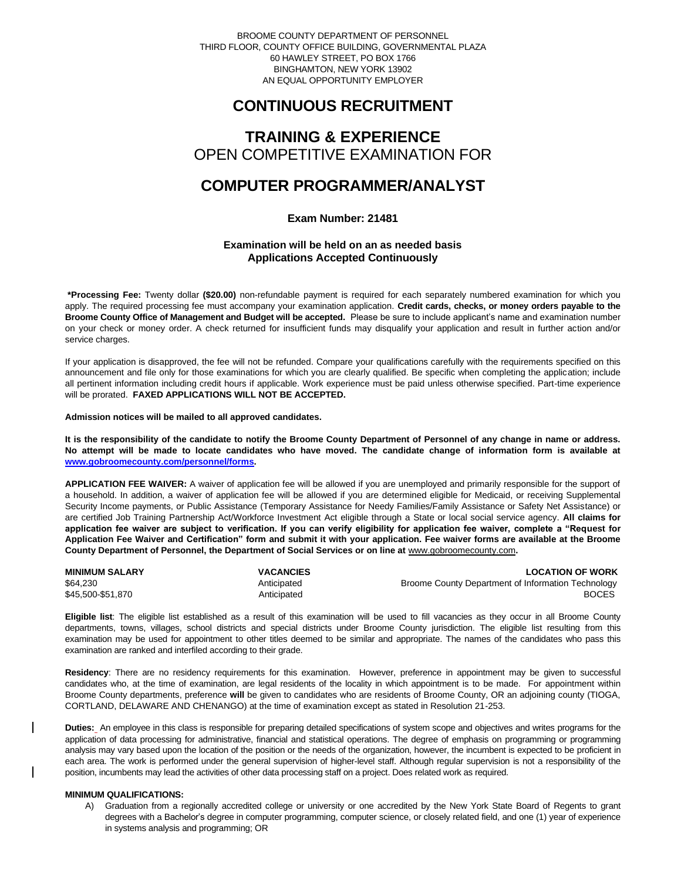BROOME COUNTY DEPARTMENT OF PERSONNEL
THIRD FLOOR, COUNTY OFFICE BUILDING, GOVERNMENTAL PLAZA
60 HAWLEY STREET, PO BOX 1766
BINGHAMTON, NEW YORK 13902
AN EQUAL OPPORTUNITY EMPLOYER

# CONTINUOUS RECRUITMENT

# TRAINING & EXPERIENCE
OPEN COMPETITIVE EXAMINATION FOR

# COMPUTER PROGRAMMER/ANALYST

**Exam Number: 21481**

**Examination will be held on an as needed basis**
**Applications Accepted Continuously**

**\*Processing Fee:** Twenty dollar **($20.00)** non-refundable payment is required for each separately numbered examination for which you apply. The required processing fee must accompany your examination application. **Credit cards, checks, or money orders payable to the Broome County Office of Management and Budget will be accepted.** Please be sure to include applicant's name and examination number on your check or money order. A check returned for insufficient funds may disqualify your application and result in further action and/or service charges.

If your application is disapproved, the fee will not be refunded. Compare your qualifications carefully with the requirements specified on this announcement and file only for those examinations for which you are clearly qualified. Be specific when completing the application; include all pertinent information including credit hours if applicable. Work experience must be paid unless otherwise specified. Part-time experience will be prorated. **FAXED APPLICATIONS WILL NOT BE ACCEPTED.**

**Admission notices will be mailed to all approved candidates.**

**It is the responsibility of the candidate to notify the Broome County Department of Personnel of any change in name or address. No attempt will be made to locate candidates who have moved. The candidate change of information form is available at www.gobroomecounty.com/personnel/forms.**

**APPLICATION FEE WAIVER:** A waiver of application fee will be allowed if you are unemployed and primarily responsible for the support of a household. In addition, a waiver of application fee will be allowed if you are determined eligible for Medicaid, or receiving Supplemental Security Income payments, or Public Assistance (Temporary Assistance for Needy Families/Family Assistance or Safety Net Assistance) or are certified Job Training Partnership Act/Workforce Investment Act eligible through a State or local social service agency. **All claims for application fee waiver are subject to verification. If you can verify eligibility for application fee waiver, complete a "Request for Application Fee Waiver and Certification" form and submit it with your application. Fee waiver forms are available at the Broome County Department of Personnel, the Department of Social Services or on line at** www.gobroomecounty.com**.**

| MINIMUM SALARY | VACANCIES | LOCATION OF WORK |
|---|---|---|
| $64,230 | Anticipated | Broome County Department of Information Technology |
| $45,500-$51,870 | Anticipated | BOCES |

**Eligible list**: The eligible list established as a result of this examination will be used to fill vacancies as they occur in all Broome County departments, towns, villages, school districts and special districts under Broome County jurisdiction. The eligible list resulting from this examination may be used for appointment to other titles deemed to be similar and appropriate. The names of the candidates who pass this examination are ranked and interfiled according to their grade.

**Residency**: There are no residency requirements for this examination. However, preference in appointment may be given to successful candidates who, at the time of examination, are legal residents of the locality in which appointment is to be made. For appointment within Broome County departments, preference **will** be given to candidates who are residents of Broome County, OR an adjoining county (TIOGA, CORTLAND, DELAWARE AND CHENANGO) at the time of examination except as stated in Resolution 21-253.

**Duties:** An employee in this class is responsible for preparing detailed specifications of system scope and objectives and writes programs for the application of data processing for administrative, financial and statistical operations. The degree of emphasis on programming or programming analysis may vary based upon the location of the position or the needs of the organization, however, the incumbent is expected to be proficient in each area. The work is performed under the general supervision of higher-level staff. Although regular supervision is not a responsibility of the position, incumbents may lead the activities of other data processing staff on a project. Does related work as required.

**MINIMUM QUALIFICATIONS:**

A) Graduation from a regionally accredited college or university or one accredited by the New York State Board of Regents to grant degrees with a Bachelor's degree in computer programming, computer science, or closely related field, and one (1) year of experience in systems analysis and programming; OR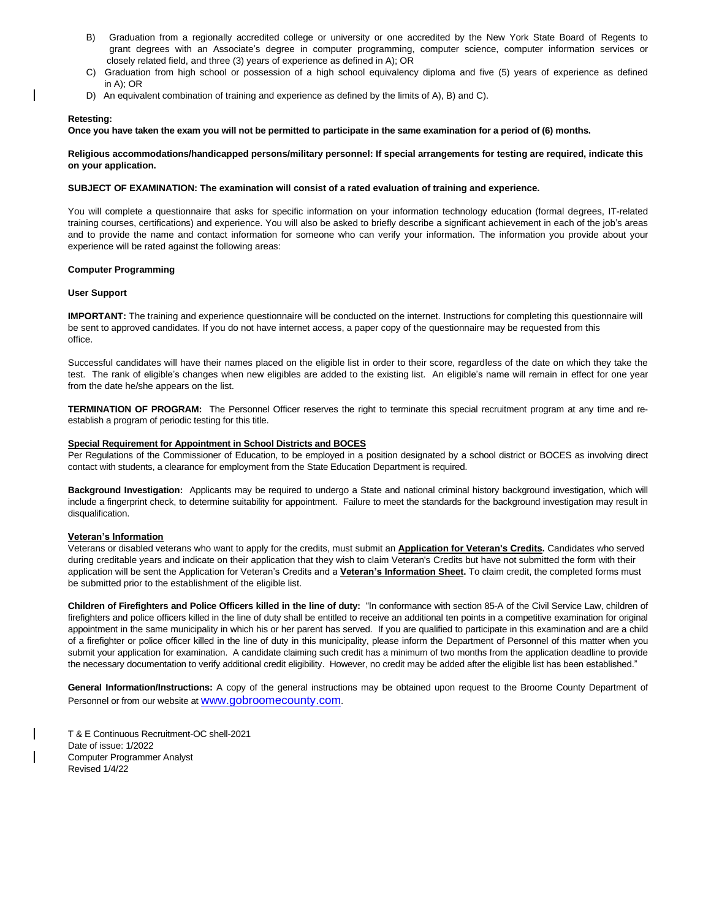B) Graduation from a regionally accredited college or university or one accredited by the New York State Board of Regents to grant degrees with an Associate's degree in computer programming, computer science, computer information services or closely related field, and three (3) years of experience as defined in A); OR

C) Graduation from high school or possession of a high school equivalency diploma and five (5) years of experience as defined in A); OR

D) An equivalent combination of training and experience as defined by the limits of A), B) and C).

**Retesting:**
**Once you have taken the exam you will not be permitted to participate in the same examination for a period of (6) months.**

**Religious accommodations/handicapped persons/military personnel: If special arrangements for testing are required, indicate this on your application.**

**SUBJECT OF EXAMINATION: The examination will consist of a rated evaluation of training and experience.**

You will complete a questionnaire that asks for specific information on your information technology education (formal degrees, IT-related training courses, certifications) and experience. You will also be asked to briefly describe a significant achievement in each of the job's areas and to provide the name and contact information for someone who can verify your information. The information you provide about your experience will be rated against the following areas:

**Computer Programming**

**User Support**

**IMPORTANT:** The training and experience questionnaire will be conducted on the internet. Instructions for completing this questionnaire will be sent to approved candidates. If you do not have internet access, a paper copy of the questionnaire may be requested from this office.

Successful candidates will have their names placed on the eligible list in order to their score, regardless of the date on which they take the test. The rank of eligible's changes when new eligibles are added to the existing list. An eligible's name will remain in effect for one year from the date he/she appears on the list.

**TERMINATION OF PROGRAM:** The Personnel Officer reserves the right to terminate this special recruitment program at any time and re-establish a program of periodic testing for this title.

**Special Requirement for Appointment in School Districts and BOCES**
Per Regulations of the Commissioner of Education, to be employed in a position designated by a school district or BOCES as involving direct contact with students, a clearance for employment from the State Education Department is required.

**Background Investigation:** Applicants may be required to undergo a State and national criminal history background investigation, which will include a fingerprint check, to determine suitability for appointment. Failure to meet the standards for the background investigation may result in disqualification.

**Veteran's Information**
Veterans or disabled veterans who want to apply for the credits, must submit an **Application for Veteran's Credits.** Candidates who served during creditable years and indicate on their application that they wish to claim Veteran's Credits but have not submitted the form with their application will be sent the Application for Veteran's Credits and a **Veteran's Information Sheet.** To claim credit, the completed forms must be submitted prior to the establishment of the eligible list.

**Children of Firefighters and Police Officers killed in the line of duty:** "In conformance with section 85-A of the Civil Service Law, children of firefighters and police officers killed in the line of duty shall be entitled to receive an additional ten points in a competitive examination for original appointment in the same municipality in which his or her parent has served. If you are qualified to participate in this examination and are a child of a firefighter or police officer killed in the line of duty in this municipality, please inform the Department of Personnel of this matter when you submit your application for examination. A candidate claiming such credit has a minimum of two months from the application deadline to provide the necessary documentation to verify additional credit eligibility. However, no credit may be added after the eligible list has been established."

**General Information/Instructions:** A copy of the general instructions may be obtained upon request to the Broome County Department of Personnel or from our website at www.gobroomecounty.com.

T & E Continuous Recruitment-OC shell-2021
Date of issue: 1/2022
Computer Programmer Analyst
Revised 1/4/22